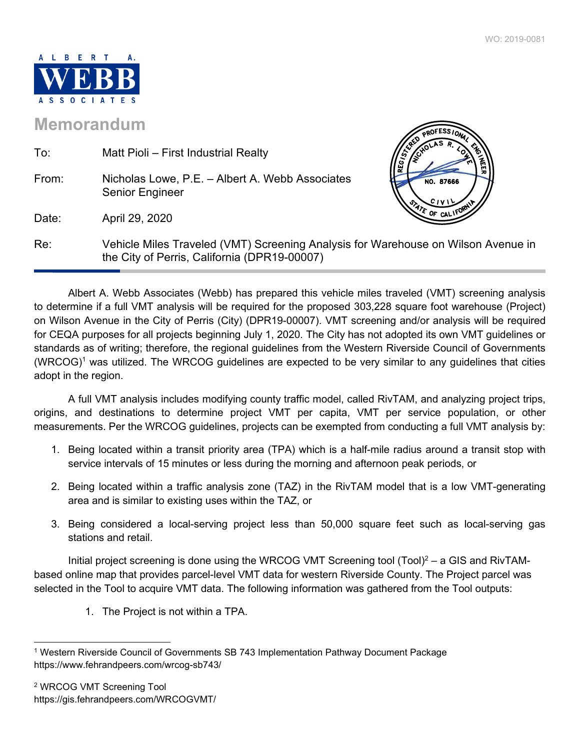WO: 2019-0081

ALBERT A. WEBB ASSOCIATES

# Memorandum

To: Matt Pioli – First Industrial Realty

From: Nicholas Lowe, P.E. – Albert A. Webb Associates Senior Engineer

Date: April 29, 2020

Re: Vehicle Miles Traveled (VMT) Screening Analysis for Warehouse on Wilson Avenue in the City of Perris, California (DPR19-00007)

---

Albert A. Webb Associates (Webb) has prepared this vehicle miles traveled (VMT) screening analysis to determine if a full VMT analysis will be required for the proposed 303,228 square foot warehouse (Project) on Wilson Avenue in the City of Perris (City) (DPR19-00007). VMT screening and/or analysis will be required for CEQA purposes for all projects beginning July 1, 2020. The City has not adopted its own VMT guidelines or standards as of writing; therefore, the regional guidelines from the Western Riverside Council of Governments (WRCOG)[1] was utilized. The WRCOG guidelines are expected to be very similar to any guidelines that cities adopt in the region.

A full VMT analysis includes modifying county traffic model, called RivTAM, and analyzing project trips, origins, and destinations to determine project VMT per capita, VMT per service population, or other measurements. Per the WRCOG guidelines, projects can be exempted from conducting a full VMT analysis by:

1. Being located within a transit priority area (TPA) which is a half-mile radius around a transit stop with service intervals of 15 minutes or less during the morning and afternoon peak periods, or
2. Being located within a traffic analysis zone (TAZ) in the RivTAM model that is a low VMT-generating area and is similar to existing uses within the TAZ, or
3. Being considered a local-serving project less than 50,000 square feet such as local-serving gas stations and retail.

Initial project screening is done using the WRCOG VMT Screening tool (Tool)[2] – a GIS and RivTAM-based online map that provides parcel-level VMT data for western Riverside County. The Project parcel was selected in the Tool to acquire VMT data. The following information was gathered from the Tool outputs:

1. The Project is not within a TPA.

---

[1] Western Riverside Council of Governments SB 743 Implementation Pathway Document Package https://www.fehrandpeers.com/wrcog-sb743/

[2] WRCOG VMT Screening Tool https://gis.fehrandpeers.com/WRCOGVMT/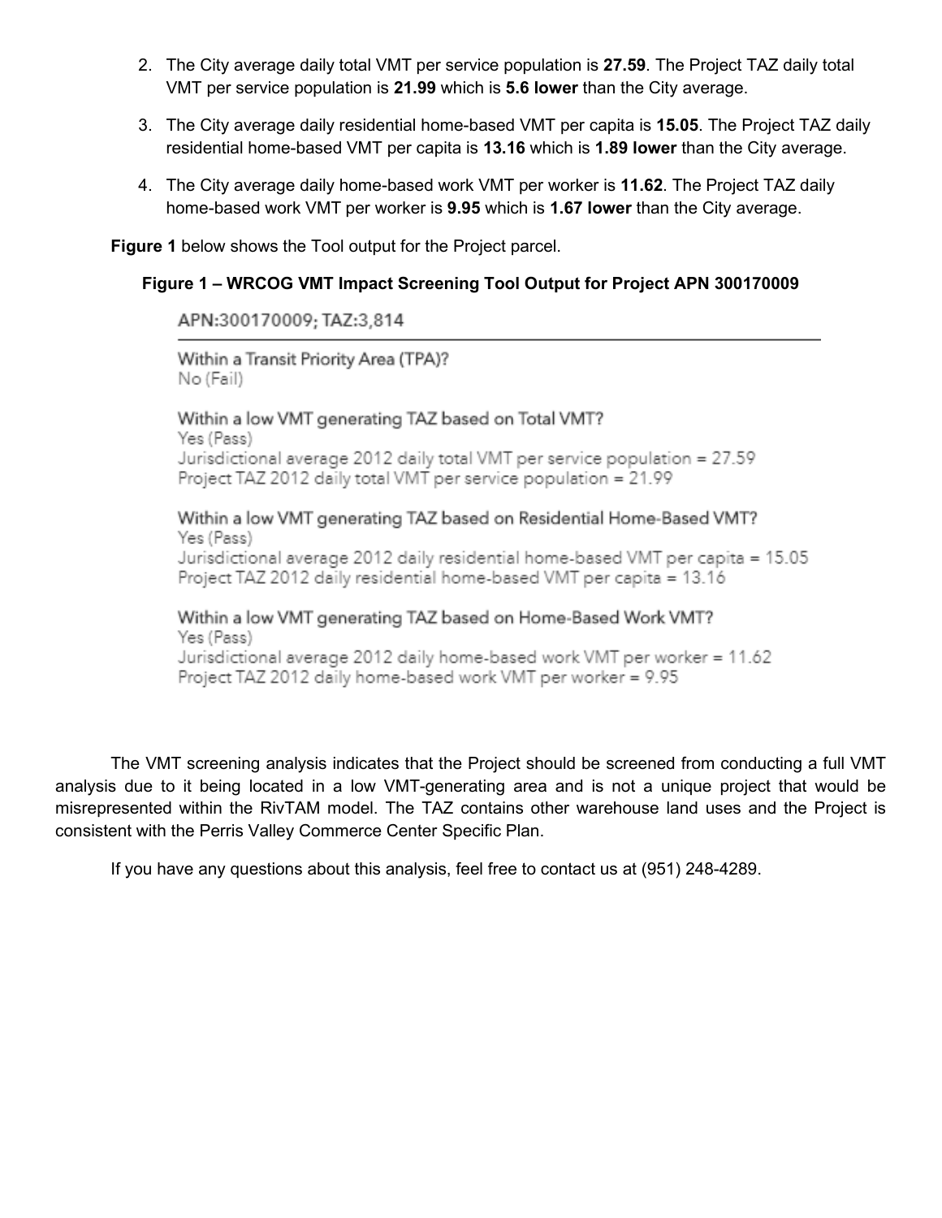2. The City average daily total VMT per service population is **27.59**. The Project TAZ daily total VMT per service population is **21.99** which is **5.6 lower** than the City average.

3. The City average daily residential home-based VMT per capita is **15.05**. The Project TAZ daily residential home-based VMT per capita is **13.16** which is **1.89 lower** than the City average.

4. The City average daily home-based work VMT per worker is **11.62**. The Project TAZ daily home-based work VMT per worker is **9.95** which is **1.67 lower** than the City average.

**Figure 1** below shows the Tool output for the Project parcel.

**Figure 1 – WRCOG VMT Impact Screening Tool Output for Project APN 300170009**

APN:300170009; TAZ:3,814

Within a Transit Priority Area (TPA)?
No (Fail)

Within a low VMT generating TAZ based on Total VMT?
Yes (Pass)
Jurisdictional average 2012 daily total VMT per service population = 27.59
Project TAZ 2012 daily total VMT per service population = 21.99

Within a low VMT generating TAZ based on Residential Home-Based VMT?
Yes (Pass)
Jurisdictional average 2012 daily residential home-based VMT per capita = 15.05
Project TAZ 2012 daily residential home-based VMT per capita = 13.16

Within a low VMT generating TAZ based on Home-Based Work VMT?
Yes (Pass)
Jurisdictional average 2012 daily home-based work VMT per worker = 11.62
Project TAZ 2012 daily home-based work VMT per worker = 9.95

The VMT screening analysis indicates that the Project should be screened from conducting a full VMT analysis due to it being located in a low VMT-generating area and is not a unique project that would be misrepresented within the RivTAM model. The TAZ contains other warehouse land uses and the Project is consistent with the Perris Valley Commerce Center Specific Plan.

If you have any questions about this analysis, feel free to contact us at (951) 248-4289.